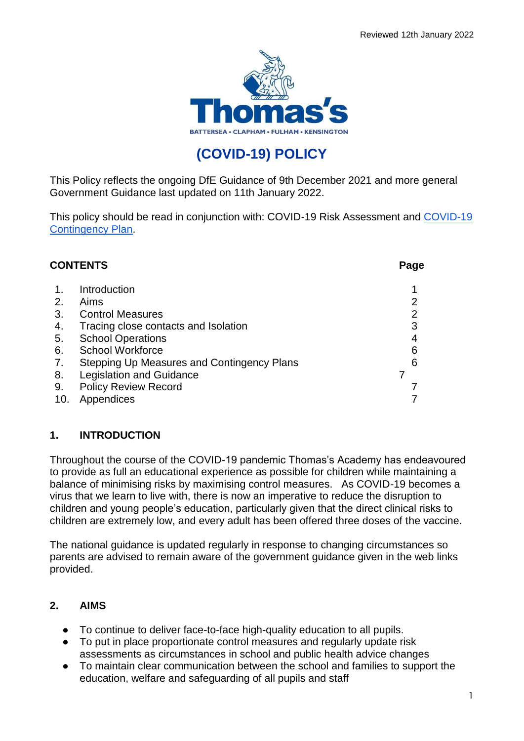Reviewed 12th January 2022

Thomas's

BATTERSEA • CLAPHAM • FULHAM • KENSINGTON

# (COVID-19) POLICY

This Policy reflects the ongoing DfE Guidance of 9th December 2021 and more general Government Guidance last updated on 11th January 2022.

This policy should be read in conjunction with: COVID-19 Risk Assessment and [COVID-19 Contingency Plan](#).

**CONTENTS** **Page**

| | | Page |
|---|---|---|
| 1. | Introduction | 1 |
| 2. | Aims | 2 |
| 3. | Control Measures | 2 |
| 4. | Tracing close contacts and Isolation | 3 |
| 5. | School Operations | 4 |
| 6. | School Workforce | 6 |
| 7. | Stepping Up Measures and Contingency Plans | 6 |
| 8. | Legislation and Guidance | 7 |
| 9. | Policy Review Record | 7 |
| 10. | Appendices | 7 |

## 1. INTRODUCTION

Throughout the course of the COVID-19 pandemic Thomas's Academy has endeavoured to provide as full an educational experience as possible for children while maintaining a balance of minimising risks by maximising control measures. As COVID-19 becomes a virus that we learn to live with, there is now an imperative to reduce the disruption to children and young people's education, particularly given that the direct clinical risks to children are extremely low, and every adult has been offered three doses of the vaccine.

The national guidance is updated regularly in response to changing circumstances so parents are advised to remain aware of the government guidance given in the web links provided.

## 2. AIMS

- To continue to deliver face-to-face high-quality education to all pupils.
- To put in place proportionate control measures and regularly update risk assessments as circumstances in school and public health advice changes
- To maintain clear communication between the school and families to support the education, welfare and safeguarding of all pupils and staff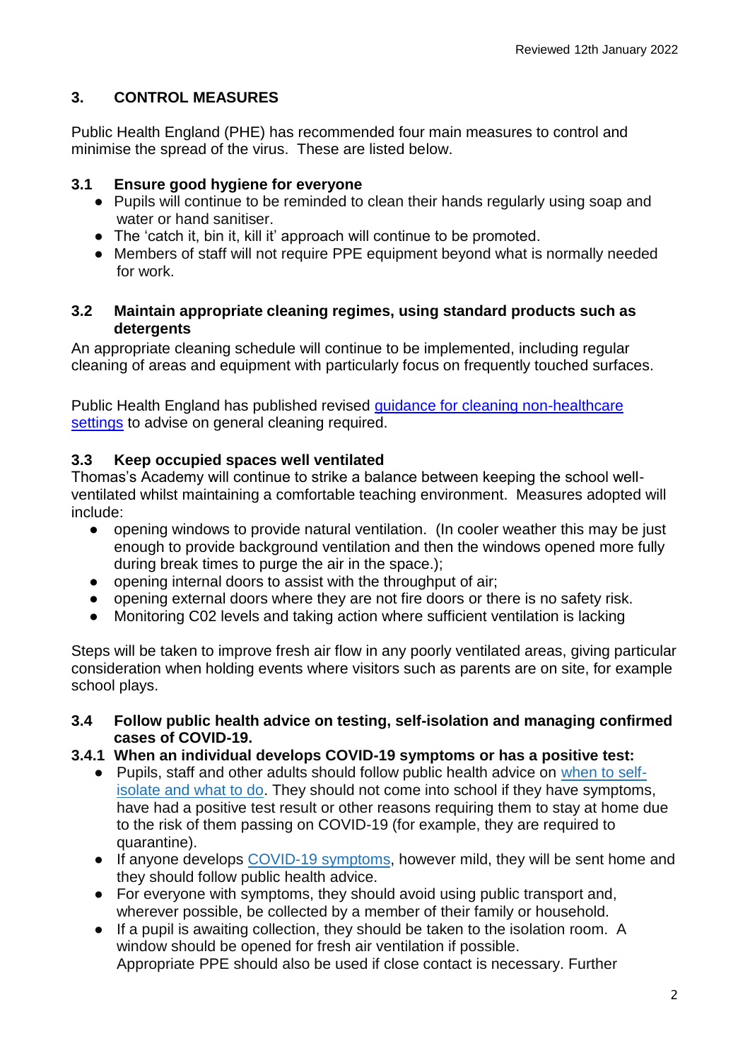## 3. CONTROL MEASURES

Public Health England (PHE) has recommended four main measures to control and minimise the spread of the virus. These are listed below.

### 3.1 Ensure good hygiene for everyone

- Pupils will continue to be reminded to clean their hands regularly using soap and water or hand sanitiser.
- The 'catch it, bin it, kill it' approach will continue to be promoted.
- Members of staff will not require PPE equipment beyond what is normally needed for work.

### 3.2 Maintain appropriate cleaning regimes, using standard products such as detergents

An appropriate cleaning schedule will continue to be implemented, including regular cleaning of areas and equipment with particularly focus on frequently touched surfaces.

Public Health England has published revised guidance for cleaning non-healthcare settings to advise on general cleaning required.

### 3.3 Keep occupied spaces well ventilated

Thomas's Academy will continue to strike a balance between keeping the school well-ventilated whilst maintaining a comfortable teaching environment. Measures adopted will include:

- opening windows to provide natural ventilation. (In cooler weather this may be just enough to provide background ventilation and then the windows opened more fully during break times to purge the air in the space.);
- opening internal doors to assist with the throughput of air;
- opening external doors where they are not fire doors or there is no safety risk.
- Monitoring C02 levels and taking action where sufficient ventilation is lacking

Steps will be taken to improve fresh air flow in any poorly ventilated areas, giving particular consideration when holding events where visitors such as parents are on site, for example school plays.

### 3.4 Follow public health advice on testing, self-isolation and managing confirmed cases of COVID-19.

#### 3.4.1 When an individual develops COVID-19 symptoms or has a positive test:

- Pupils, staff and other adults should follow public health advice on when to self-isolate and what to do. They should not come into school if they have symptoms, have had a positive test result or other reasons requiring them to stay at home due to the risk of them passing on COVID-19 (for example, they are required to quarantine).
- If anyone develops COVID-19 symptoms, however mild, they will be sent home and they should follow public health advice.
- For everyone with symptoms, they should avoid using public transport and, wherever possible, be collected by a member of their family or household.
- If a pupil is awaiting collection, they should be taken to the isolation room. A window should be opened for fresh air ventilation if possible.
  Appropriate PPE should also be used if close contact is necessary. Further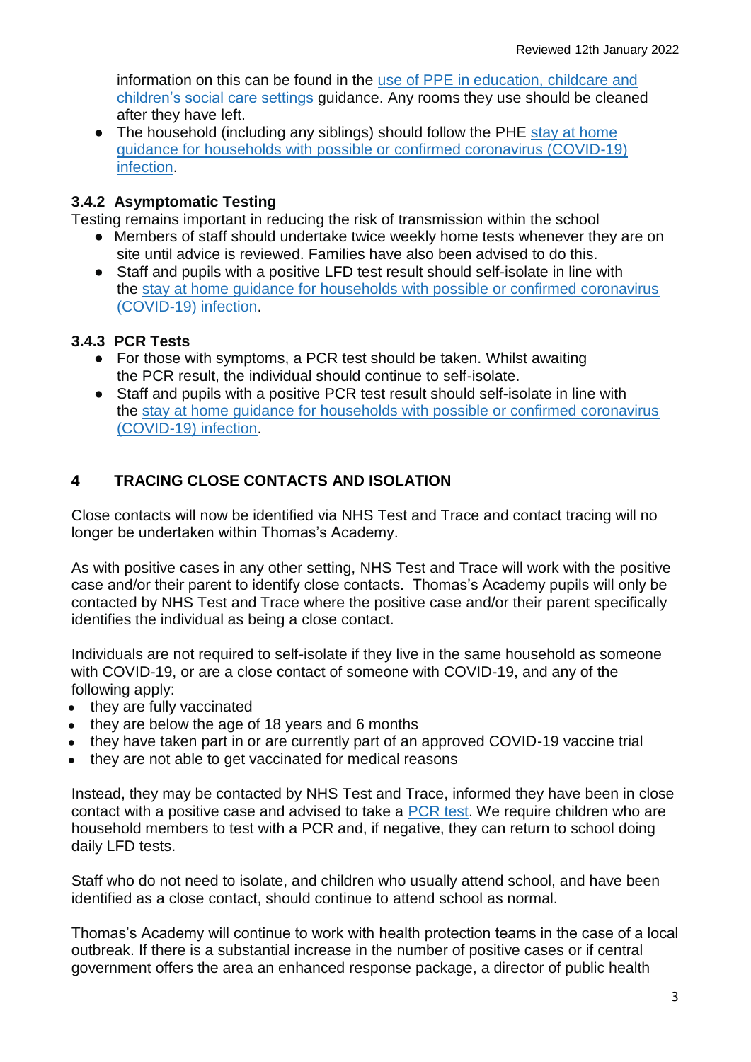information on this can be found in the [use of PPE in education, childcare and children's social care settings] guidance. Any rooms they use should be cleaned after they have left.

- The household (including any siblings) should follow the PHE [stay at home guidance for households with possible or confirmed coronavirus (COVID-19) infection].

### 3.4.2 Asymptomatic Testing

Testing remains important in reducing the risk of transmission within the school

- Members of staff should undertake twice weekly home tests whenever they are on site until advice is reviewed. Families have also been advised to do this.
- Staff and pupils with a positive LFD test result should self-isolate in line with the [stay at home guidance for households with possible or confirmed coronavirus (COVID-19) infection].

### 3.4.3 PCR Tests

- For those with symptoms, a PCR test should be taken. Whilst awaiting the PCR result, the individual should continue to self-isolate.
- Staff and pupils with a positive PCR test result should self-isolate in line with the [stay at home guidance for households with possible or confirmed coronavirus (COVID-19) infection].

## 4 TRACING CLOSE CONTACTS AND ISOLATION

Close contacts will now be identified via NHS Test and Trace and contact tracing will no longer be undertaken within Thomas's Academy.

As with positive cases in any other setting, NHS Test and Trace will work with the positive case and/or their parent to identify close contacts. Thomas's Academy pupils will only be contacted by NHS Test and Trace where the positive case and/or their parent specifically identifies the individual as being a close contact.

Individuals are not required to self-isolate if they live in the same household as someone with COVID-19, or are a close contact of someone with COVID-19, and any of the following apply:

- they are fully vaccinated
- they are below the age of 18 years and 6 months
- they have taken part in or are currently part of an approved COVID-19 vaccine trial
- they are not able to get vaccinated for medical reasons

Instead, they may be contacted by NHS Test and Trace, informed they have been in close contact with a positive case and advised to take a [PCR test]. We require children who are household members to test with a PCR and, if negative, they can return to school doing daily LFD tests.

Staff who do not need to isolate, and children who usually attend school, and have been identified as a close contact, should continue to attend school as normal.

Thomas's Academy will continue to work with health protection teams in the case of a local outbreak. If there is a substantial increase in the number of positive cases or if central government offers the area an enhanced response package, a director of public health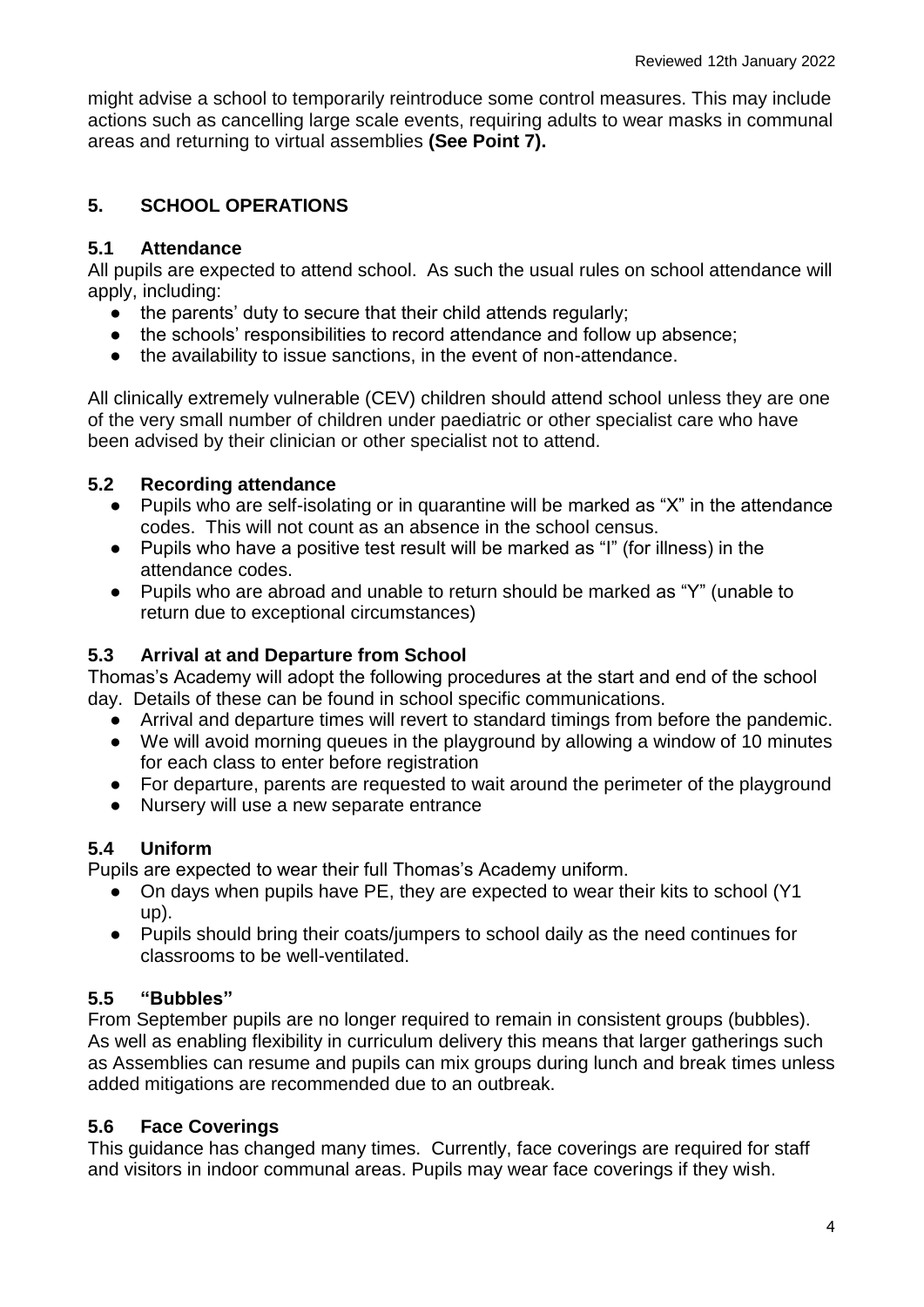might advise a school to temporarily reintroduce some control measures. This may include actions such as cancelling large scale events, requiring adults to wear masks in communal areas and returning to virtual assemblies **(See Point 7).**

## 5. SCHOOL OPERATIONS

### 5.1 Attendance

All pupils are expected to attend school. As such the usual rules on school attendance will apply, including:

- the parents' duty to secure that their child attends regularly;
- the schools' responsibilities to record attendance and follow up absence;
- the availability to issue sanctions, in the event of non-attendance.

All clinically extremely vulnerable (CEV) children should attend school unless they are one of the very small number of children under paediatric or other specialist care who have been advised by their clinician or other specialist not to attend.

### 5.2 Recording attendance

- Pupils who are self-isolating or in quarantine will be marked as "X" in the attendance codes. This will not count as an absence in the school census.
- Pupils who have a positive test result will be marked as "I" (for illness) in the attendance codes.
- Pupils who are abroad and unable to return should be marked as "Y" (unable to return due to exceptional circumstances)

### 5.3 Arrival at and Departure from School

Thomas's Academy will adopt the following procedures at the start and end of the school day. Details of these can be found in school specific communications.

- Arrival and departure times will revert to standard timings from before the pandemic.
- We will avoid morning queues in the playground by allowing a window of 10 minutes for each class to enter before registration
- For departure, parents are requested to wait around the perimeter of the playground
- Nursery will use a new separate entrance

### 5.4 Uniform

Pupils are expected to wear their full Thomas's Academy uniform.

- On days when pupils have PE, they are expected to wear their kits to school (Y1 up).
- Pupils should bring their coats/jumpers to school daily as the need continues for classrooms to be well-ventilated.

### 5.5 "Bubbles"

From September pupils are no longer required to remain in consistent groups (bubbles). As well as enabling flexibility in curriculum delivery this means that larger gatherings such as Assemblies can resume and pupils can mix groups during lunch and break times unless added mitigations are recommended due to an outbreak.

### 5.6 Face Coverings

This guidance has changed many times. Currently, face coverings are required for staff and visitors in indoor communal areas. Pupils may wear face coverings if they wish.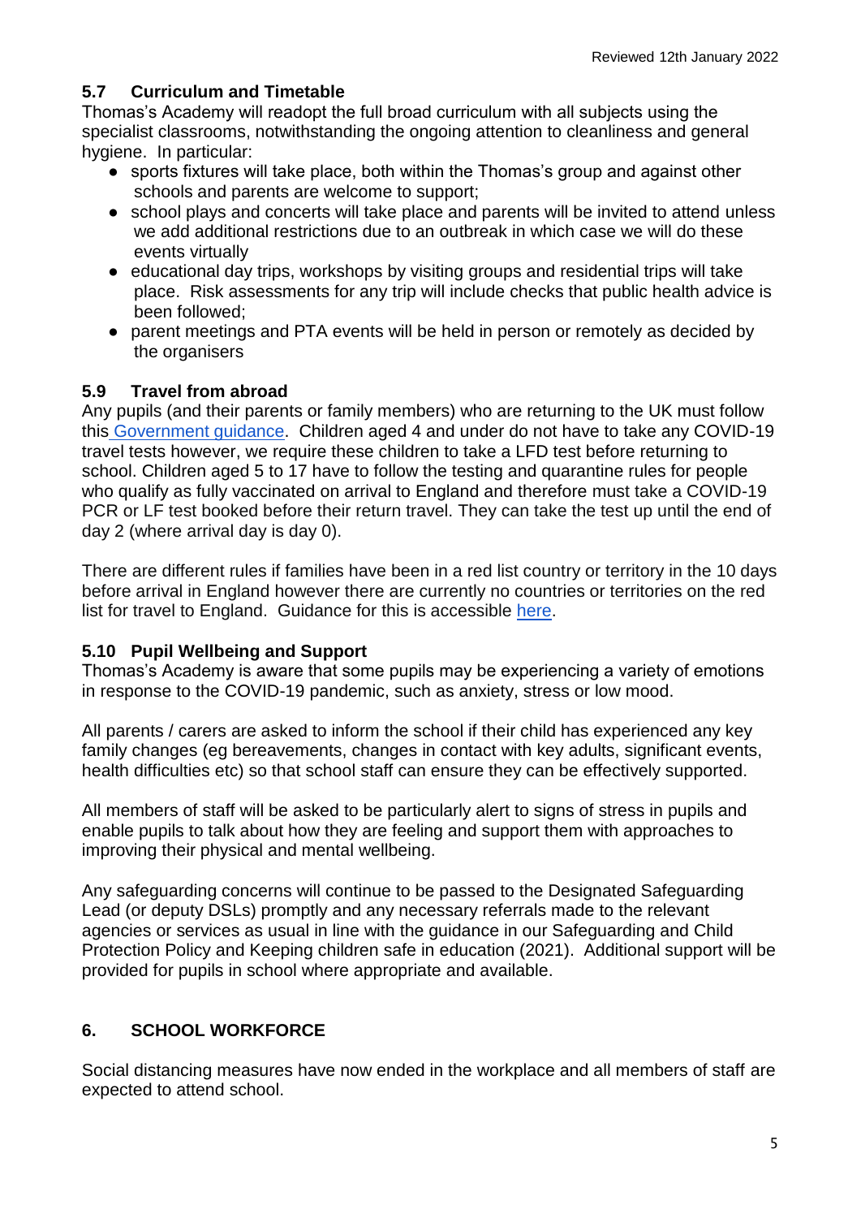### 5.7 Curriculum and Timetable

Thomas's Academy will readopt the full broad curriculum with all subjects using the specialist classrooms, notwithstanding the ongoing attention to cleanliness and general hygiene. In particular:

- sports fixtures will take place, both within the Thomas's group and against other schools and parents are welcome to support;
- school plays and concerts will take place and parents will be invited to attend unless we add additional restrictions due to an outbreak in which case we will do these events virtually
- educational day trips, workshops by visiting groups and residential trips will take place. Risk assessments for any trip will include checks that public health advice is been followed;
- parent meetings and PTA events will be held in person or remotely as decided by the organisers

### 5.9 Travel from abroad

Any pupils (and their parents or family members) who are returning to the UK must follow this Government guidance. Children aged 4 and under do not have to take any COVID-19 travel tests however, we require these children to take a LFD test before returning to school. Children aged 5 to 17 have to follow the testing and quarantine rules for people who qualify as fully vaccinated on arrival to England and therefore must take a COVID-19 PCR or LF test booked before their return travel. They can take the test up until the end of day 2 (where arrival day is day 0).

There are different rules if families have been in a red list country or territory in the 10 days before arrival in England however there are currently no countries or territories on the red list for travel to England. Guidance for this is accessible here.

### 5.10 Pupil Wellbeing and Support

Thomas's Academy is aware that some pupils may be experiencing a variety of emotions in response to the COVID-19 pandemic, such as anxiety, stress or low mood.

All parents / carers are asked to inform the school if their child has experienced any key family changes (eg bereavements, changes in contact with key adults, significant events, health difficulties etc) so that school staff can ensure they can be effectively supported.

All members of staff will be asked to be particularly alert to signs of stress in pupils and enable pupils to talk about how they are feeling and support them with approaches to improving their physical and mental wellbeing.

Any safeguarding concerns will continue to be passed to the Designated Safeguarding Lead (or deputy DSLs) promptly and any necessary referrals made to the relevant agencies or services as usual in line with the guidance in our Safeguarding and Child Protection Policy and Keeping children safe in education (2021). Additional support will be provided for pupils in school where appropriate and available.

## 6. SCHOOL WORKFORCE

Social distancing measures have now ended in the workplace and all members of staff are expected to attend school.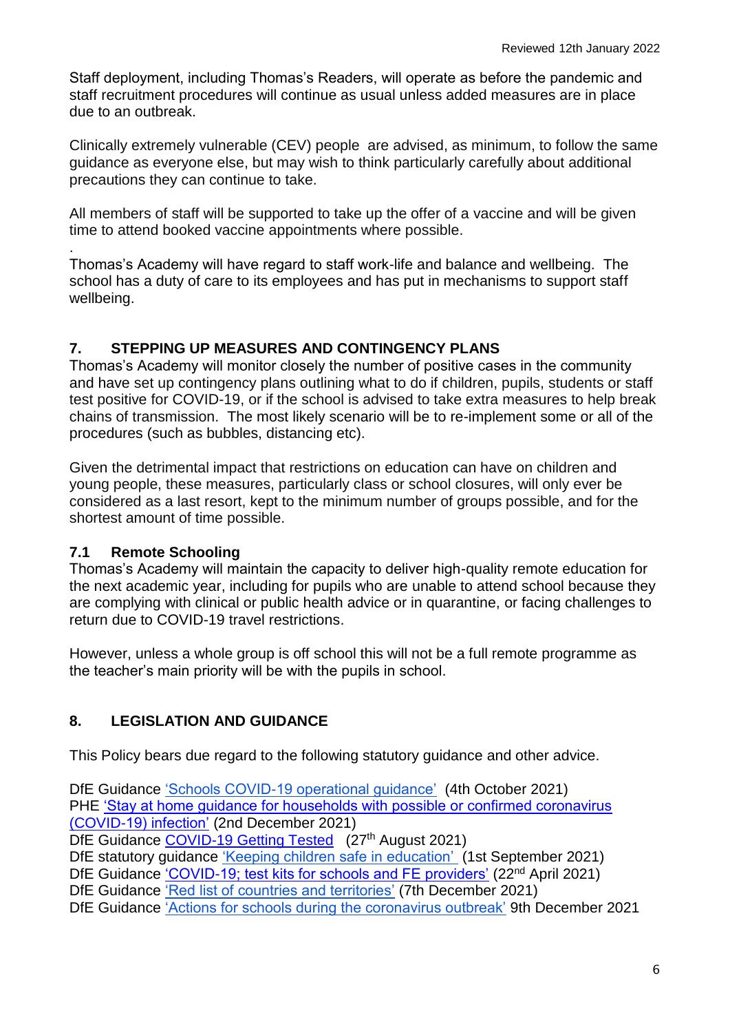Staff deployment, including Thomas's Readers, will operate as before the pandemic and staff recruitment procedures will continue as usual unless added measures are in place due to an outbreak.

Clinically extremely vulnerable (CEV) people are advised, as minimum, to follow the same guidance as everyone else, but may wish to think particularly carefully about additional precautions they can continue to take.

All members of staff will be supported to take up the offer of a vaccine and will be given time to attend booked vaccine appointments where possible.

Thomas's Academy will have regard to staff work-life and balance and wellbeing. The school has a duty of care to its employees and has put in mechanisms to support staff wellbeing.

## 7. STEPPING UP MEASURES AND CONTINGENCY PLANS

Thomas's Academy will monitor closely the number of positive cases in the community and have set up contingency plans outlining what to do if children, pupils, students or staff test positive for COVID-19, or if the school is advised to take extra measures to help break chains of transmission. The most likely scenario will be to re-implement some or all of the procedures (such as bubbles, distancing etc).

Given the detrimental impact that restrictions on education can have on children and young people, these measures, particularly class or school closures, will only ever be considered as a last resort, kept to the minimum number of groups possible, and for the shortest amount of time possible.

### 7.1 Remote Schooling

Thomas's Academy will maintain the capacity to deliver high-quality remote education for the next academic year, including for pupils who are unable to attend school because they are complying with clinical or public health advice or in quarantine, or facing challenges to return due to COVID-19 travel restrictions.

However, unless a whole group is off school this will not be a full remote programme as the teacher's main priority will be with the pupils in school.

## 8. LEGISLATION AND GUIDANCE

This Policy bears due regard to the following statutory guidance and other advice.

DfE Guidance 'Schools COVID-19 operational guidance' (4th October 2021)
PHE 'Stay at home guidance for households with possible or confirmed coronavirus (COVID-19) infection' (2nd December 2021)
DfE Guidance COVID-19 Getting Tested (27th August 2021)
DfE statutory guidance 'Keeping children safe in education' (1st September 2021)
DfE Guidance 'COVID-19; test kits for schools and FE providers' (22nd April 2021)
DfE Guidance 'Red list of countries and territories' (7th December 2021)
DfE Guidance 'Actions for schools during the coronavirus outbreak' 9th December 2021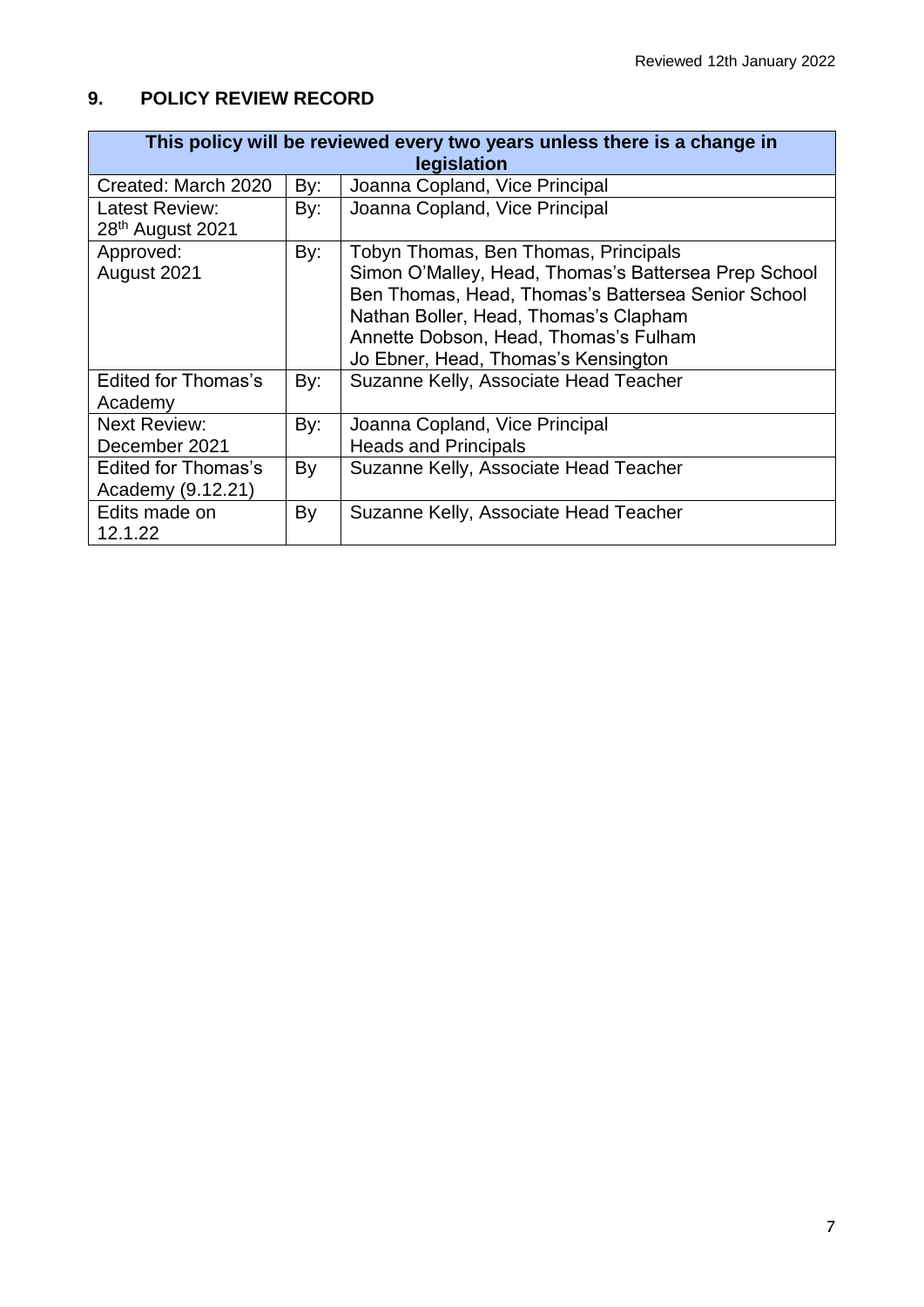## 9. POLICY REVIEW RECORD

| This policy will be reviewed every two years unless there is a change in legislation | | |
|---|---|---|
| Created: March 2020 | By: | Joanna Copland, Vice Principal |
| Latest Review: 28th August 2021 | By: | Joanna Copland, Vice Principal |
| Approved: August 2021 | By: | Tobyn Thomas, Ben Thomas, Principals<br>Simon O'Malley, Head, Thomas's Battersea Prep School<br>Ben Thomas, Head, Thomas's Battersea Senior School<br>Nathan Boller, Head, Thomas's Clapham<br>Annette Dobson, Head, Thomas's Fulham<br>Jo Ebner, Head, Thomas's Kensington |
| Edited for Thomas's Academy | By: | Suzanne Kelly, Associate Head Teacher |
| Next Review: December 2021 | By: | Joanna Copland, Vice Principal<br>Heads and Principals |
| Edited for Thomas's Academy (9.12.21) | By | Suzanne Kelly, Associate Head Teacher |
| Edits made on 12.1.22 | By | Suzanne Kelly, Associate Head Teacher |